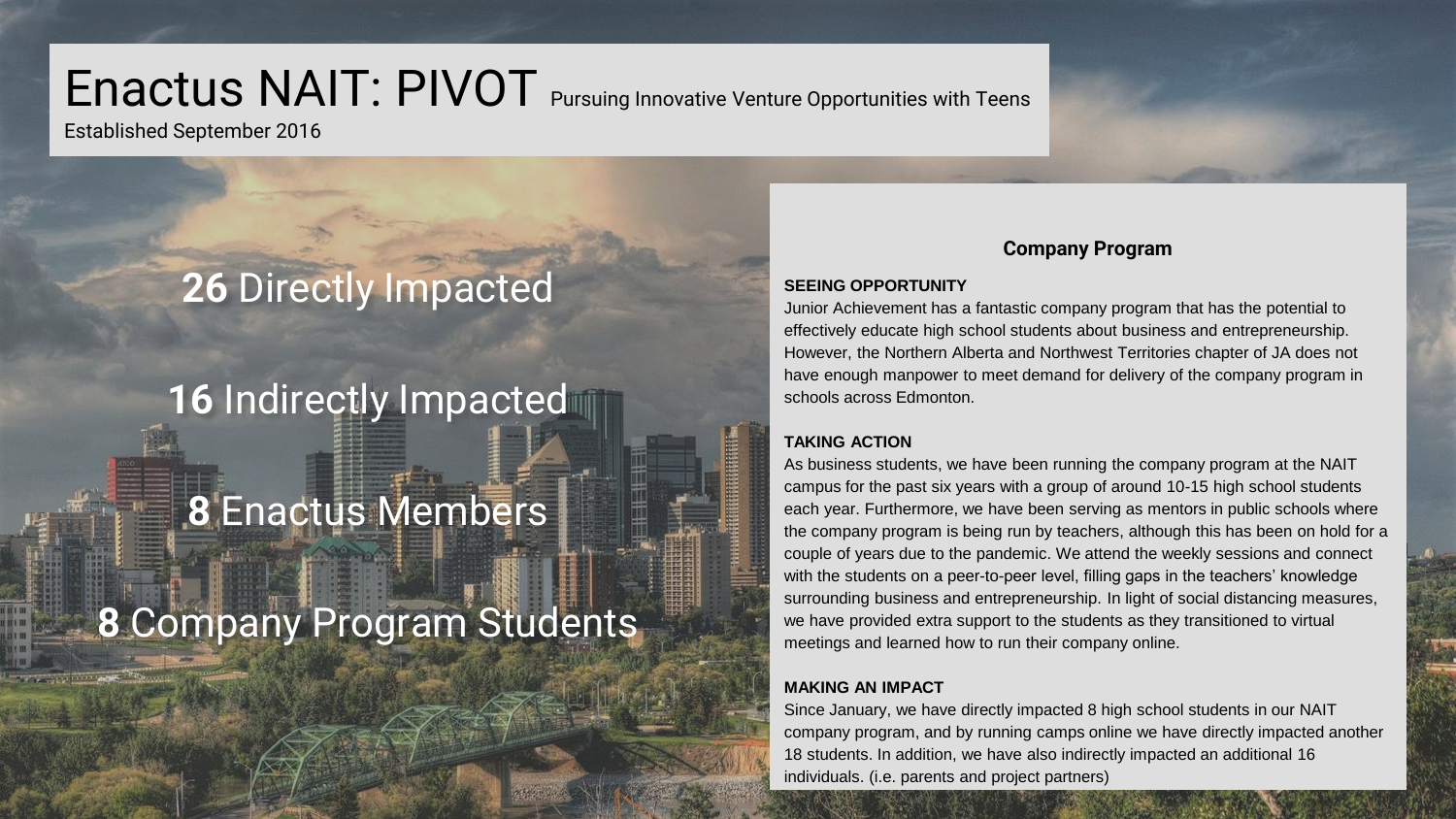# Enactus NAIT: PIVOT Pursuing Innovative Venture Opportunities with Teens

Established September 2016

**26** Directly Impacted

**16** Indirectly Impacted

**8** Enactus Members

**8** Company Program Students

## Company Program

**SEEING OPPORTUNITY**

Junior Achievement has a fantastic company program that has the potential to effectively educate high school students about business and entrepreneurship. However, the Northern Alberta and Northwest Territories chapter of JA does not have enough manpower to meet demand for delivery of the company program in schools across Edmonton.

**TAKING ACTION**

As business students, we have been running the company program at the NAIT campus for the past six years with a group of around 10-15 high school students each year. Furthermore, we have been serving as mentors in public schools where the company program is being run by teachers, although this has been on hold for a couple of years due to the pandemic. We attend the weekly sessions and connect with the students on a peer-to-peer level, filling gaps in the teachers' knowledge surrounding business and entrepreneurship. In light of social distancing measures, we have provided extra support to the students as they transitioned to virtual meetings and learned how to run their company online.

**MAKING AN IMPACT**

Since January, we have directly impacted 8 high school students in our NAIT company program, and by running camps online we have directly impacted another 18 students. In addition, we have also indirectly impacted an additional 16 individuals. (i.e. parents and project partners)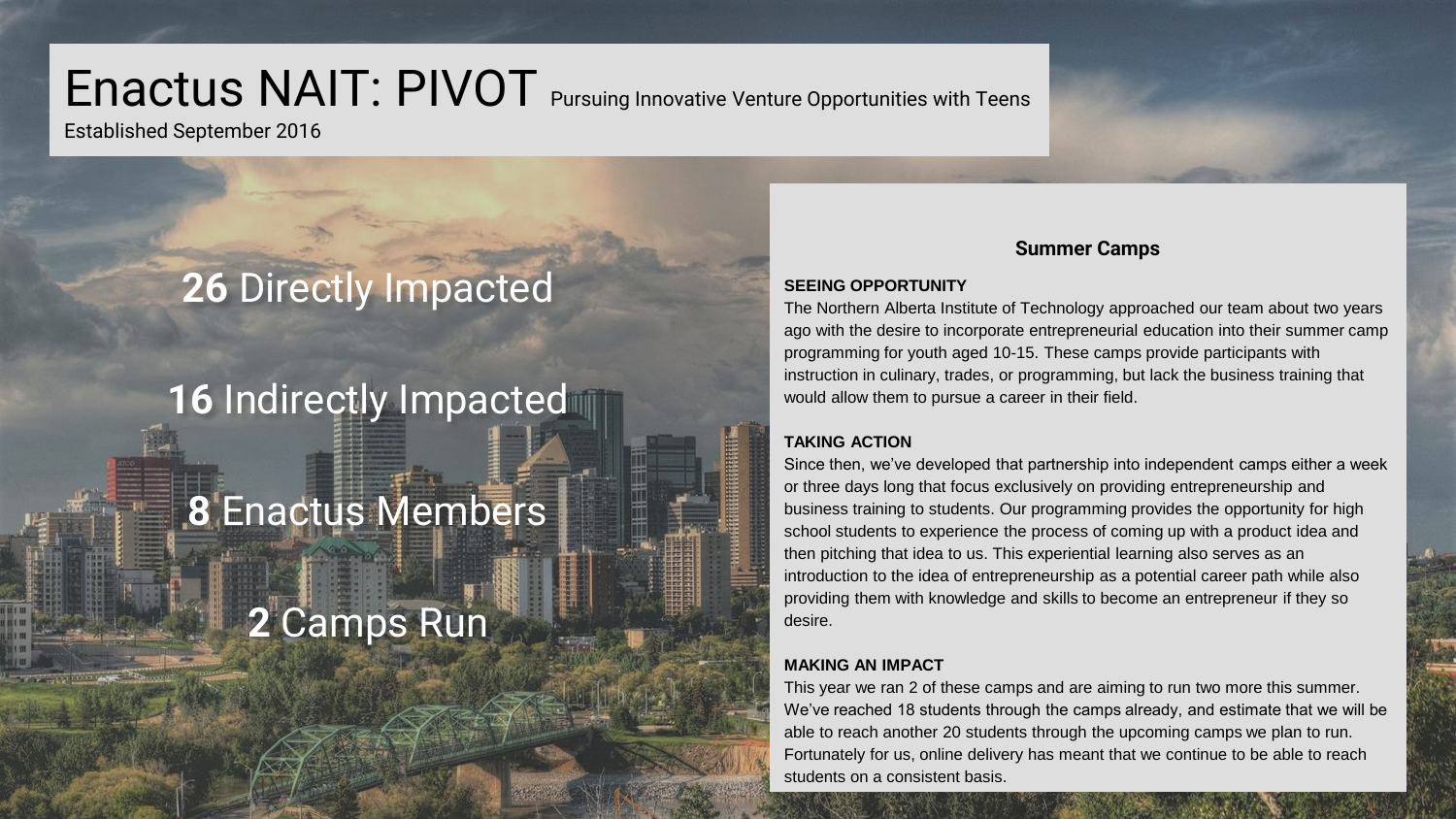# Enactus NAIT: PIVOT Pursuing Innovative Venture Opportunities with Teens

Established September 2016

**26** Directly Impacted

**16** Indirectly Impacted

**8** Enactus Members

**2** Camps Run

## Summer Camps

### SEEING OPPORTUNITY

The Northern Alberta Institute of Technology approached our team about two years ago with the desire to incorporate entrepreneurial education into their summer camp programming for youth aged 10-15. These camps provide participants with instruction in culinary, trades, or programming, but lack the business training that would allow them to pursue a career in their field.

### TAKING ACTION

Since then, we've developed that partnership into independent camps either a week or three days long that focus exclusively on providing entrepreneurship and business training to students. Our programming provides the opportunity for high school students to experience the process of coming up with a product idea and then pitching that idea to us. This experiential learning also serves as an introduction to the idea of entrepreneurship as a potential career path while also providing them with knowledge and skills to become an entrepreneur if they so desire.

### MAKING AN IMPACT

This year we ran 2 of these camps and are aiming to run two more this summer. We've reached 18 students through the camps already, and estimate that we will be able to reach another 20 students through the upcoming camps we plan to run. Fortunately for us, online delivery has meant that we continue to be able to reach students on a consistent basis.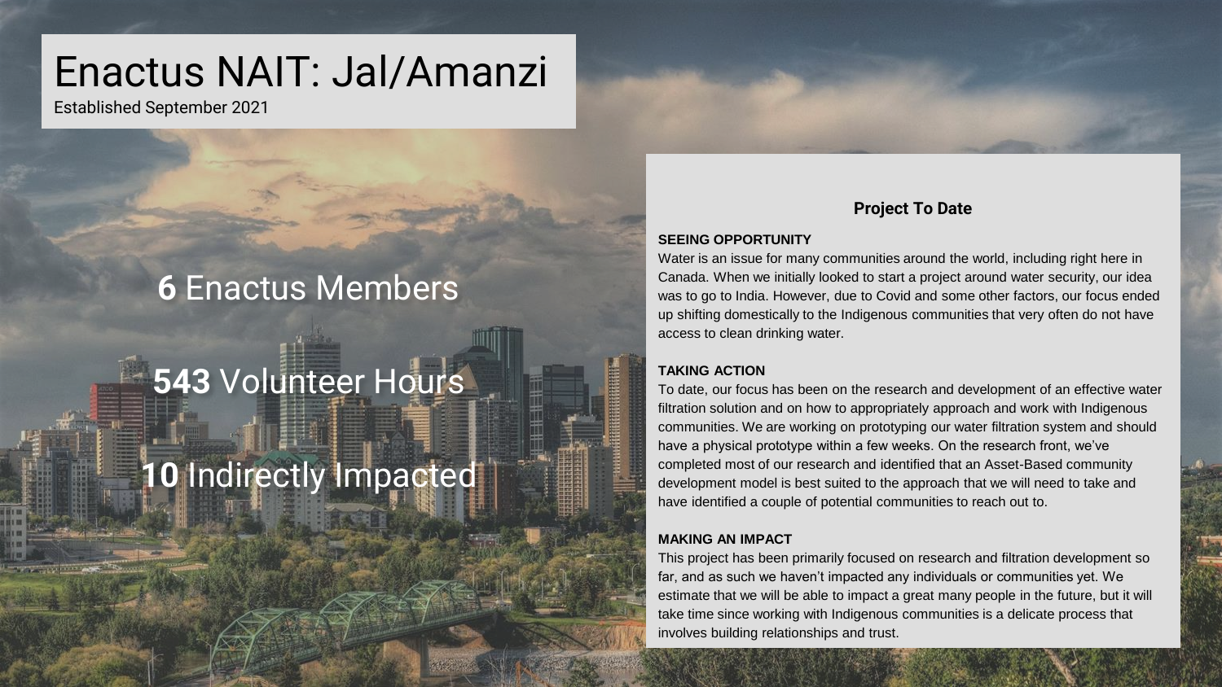# Enactus NAIT: Jal/Amanzi

Established September 2021

**6** Enactus Members

**543** Volunteer Hours

**10** Indirectly Impacted

## Project To Date

**SEEING OPPORTUNITY**

Water is an issue for many communities around the world, including right here in Canada. When we initially looked to start a project around water security, our idea was to go to India. However, due to Covid and some other factors, our focus ended up shifting domestically to the Indigenous communities that very often do not have access to clean drinking water.

**TAKING ACTION**

To date, our focus has been on the research and development of an effective water filtration solution and on how to appropriately approach and work with Indigenous communities. We are working on prototyping our water filtration system and should have a physical prototype within a few weeks. On the research front, we've completed most of our research and identified that an Asset-Based community development model is best suited to the approach that we will need to take and have identified a couple of potential communities to reach out to.

**MAKING AN IMPACT**

This project has been primarily focused on research and filtration development so far, and as such we haven't impacted any individuals or communities yet. We estimate that we will be able to impact a great many people in the future, but it will take time since working with Indigenous communities is a delicate process that involves building relationships and trust.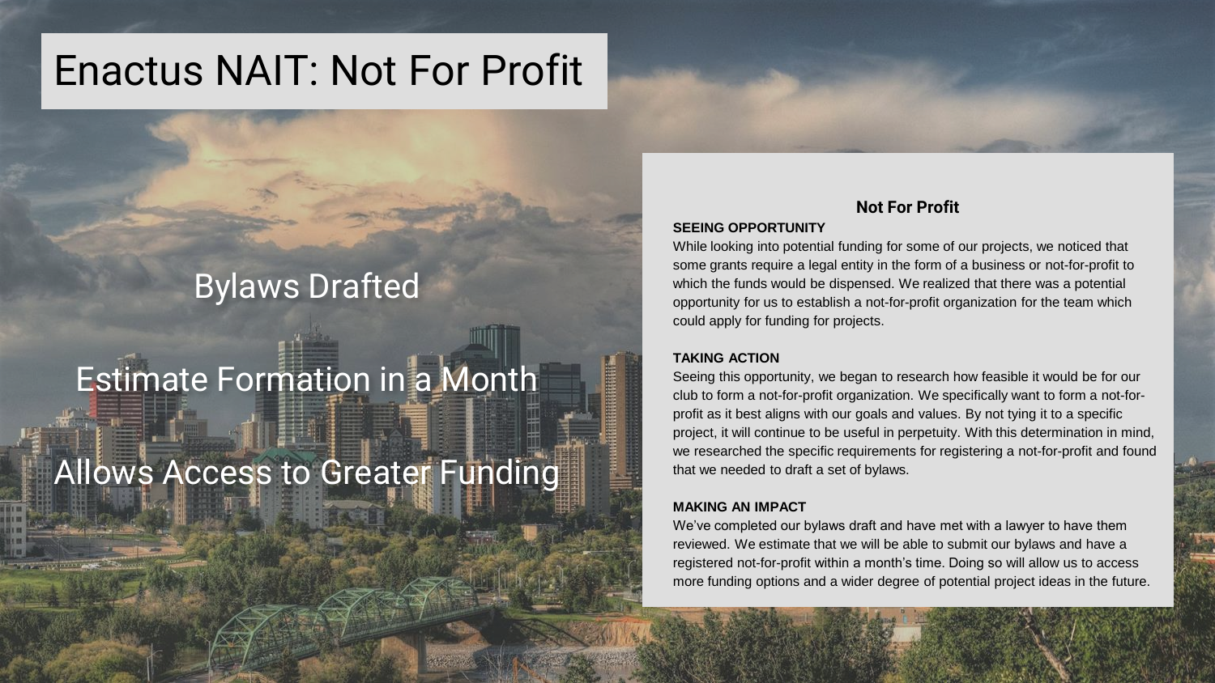# Enactus NAIT: Not For Profit

Bylaws Drafted

Estimate Formation in a Month

Allows Access to Greater Funding

## Not For Profit

**SEEING OPPORTUNITY**

While looking into potential funding for some of our projects, we noticed that some grants require a legal entity in the form of a business or not-for-profit to which the funds would be dispensed. We realized that there was a potential opportunity for us to establish a not-for-profit organization for the team which could apply for funding for projects.

**TAKING ACTION**

Seeing this opportunity, we began to research how feasible it would be for our club to form a not-for-profit organization. We specifically want to form a not-for-profit as it best aligns with our goals and values. By not tying it to a specific project, it will continue to be useful in perpetuity. With this determination in mind, we researched the specific requirements for registering a not-for-profit and found that we needed to draft a set of bylaws.

**MAKING AN IMPACT**

We've completed our bylaws draft and have met with a lawyer to have them reviewed. We estimate that we will be able to submit our bylaws and have a registered not-for-profit within a month's time. Doing so will allow us to access more funding options and a wider degree of potential project ideas in the future.